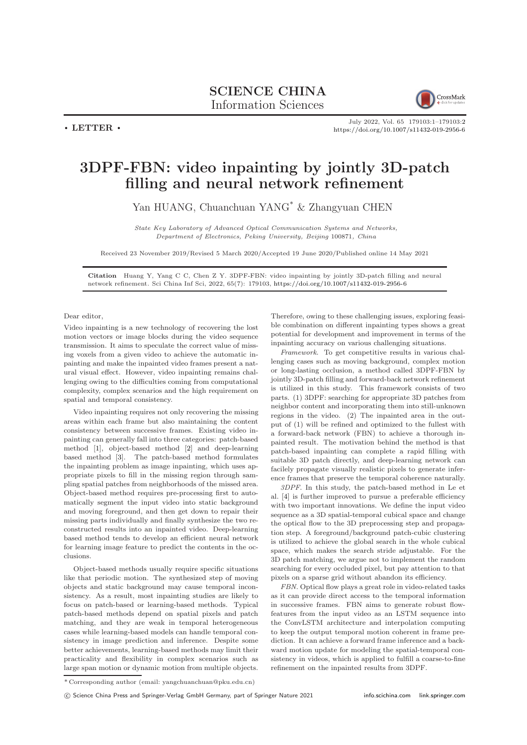# SCIENCE CHINA
## Information Sciences

• LETTER •

July 2022, Vol. 65 179103:1–179103:2
https://doi.org/10.1007/s11432-019-2956-6

# 3DPF-FBN: video inpainting by jointly 3D-patch filling and neural network refinement

Yan HUANG, Chuanchuan YANG* & Zhangyuan CHEN

*State Key Laboratory of Advanced Optical Communication Systems and Networks, Department of Electronics, Peking University, Beijing 100871, China*

Received 23 November 2019/Revised 5 March 2020/Accepted 19 June 2020/Published online 14 May 2021

**Citation** Huang Y, Yang C C, Chen Z Y. 3DPF-FBN: video inpainting by jointly 3D-patch filling and neural network refinement. Sci China Inf Sci, 2022, 65(7): 179103, https://doi.org/10.1007/s11432-019-2956-6

Dear editor,

Video inpainting is a new technology of recovering the lost motion vectors or image blocks during the video sequence transmission. It aims to speculate the correct value of missing voxels from a given video to achieve the automatic inpainting and make the inpainted video frames present a natural visual effect. However, video inpainting remains challenging owing to the difficulties coming from computational complexity, complex scenarios and the high requirement on spatial and temporal consistency.

Video inpainting requires not only recovering the missing areas within each frame but also maintaining the content consistency between successive frames. Existing video inpainting can generally fall into three categories: patch-based method [1], object-based method [2] and deep-learning based method [3]. The patch-based method formulates the inpainting problem as image inpainting, which uses appropriate pixels to fill in the missing region through sampling spatial patches from neighborhoods of the missed area. Object-based method requires pre-processing first to automatically segment the input video into static background and moving foreground, and then get down to repair their missing parts individually and finally synthesize the two reconstructed results into an inpainted video. Deep-learning based method tends to develop an efficient neural network for learning image feature to predict the contents in the occlusions.

Object-based methods usually require specific situations like that periodic motion. The synthesized step of moving objects and static background may cause temporal inconsistency. As a result, most inpainting studies are likely to focus on patch-based or learning-based methods. Typical patch-based methods depend on spatial pixels and patch matching, and they are weak in temporal heterogeneous cases while learning-based models can handle temporal consistency in image prediction and inference. Despite some better achievements, learning-based methods may limit their practicality and flexibility in complex scenarios such as large span motion or dynamic motion from multiple objects. Therefore, owing to these challenging issues, exploring feasible combination on different inpainting types shows a great potential for development and improvement in terms of the inpainting accuracy on various challenging situations.

*Framework*. To get competitive results in various challenging cases such as moving background, complex motion or long-lasting occlusion, a method called 3DPF-FBN by jointly 3D-patch filling and forward-back network refinement is utilized in this study. This framework consists of two parts. (1) 3DPF: searching for appropriate 3D patches from neighbor content and incorporating them into still-unknown regions in the video. (2) The inpainted area in the output of (1) will be refined and optimized to the fullest with a forward-back network (FBN) to achieve a thorough inpainted result. The motivation behind the method is that patch-based inpainting can complete a rapid filling with suitable 3D patch directly, and deep-learning network can facilely propagate visually realistic pixels to generate inference frames that preserve the temporal coherence naturally.

*3DPF*. In this study, the patch-based method in Le et al. [4] is further improved to pursue a preferable efficiency with two important innovations. We define the input video sequence as a 3D spatial-temporal cubical space and change the optical flow to the 3D preprocessing step and propagation step. A foreground/background patch-cubic clustering is utilized to achieve the global search in the whole cubical space, which makes the search stride adjustable. For the 3D patch matching, we argue not to implement the random searching for every occluded pixel, but pay attention to that pixels on a sparse grid without abandon its efficiency.

*FBN*. Optical flow plays a great role in video-related tasks as it can provide direct access to the temporal information in successive frames. FBN aims to generate robust flow-features from the input video as an LSTM sequence into the ConvLSTM architecture and interpolation computing to keep the output temporal motion coherent in frame prediction. It can achieve a forward frame inference and a backward motion update for modeling the spatial-temporal consistency in videos, which is applied to fulfill a coarse-to-fine refinement on the inpainted results from 3DPF.

*Corresponding author (email: yangchuanchuan@pku.edu.cn)

© Science China Press and Springer-Verlag GmbH Germany, part of Springer Nature 2021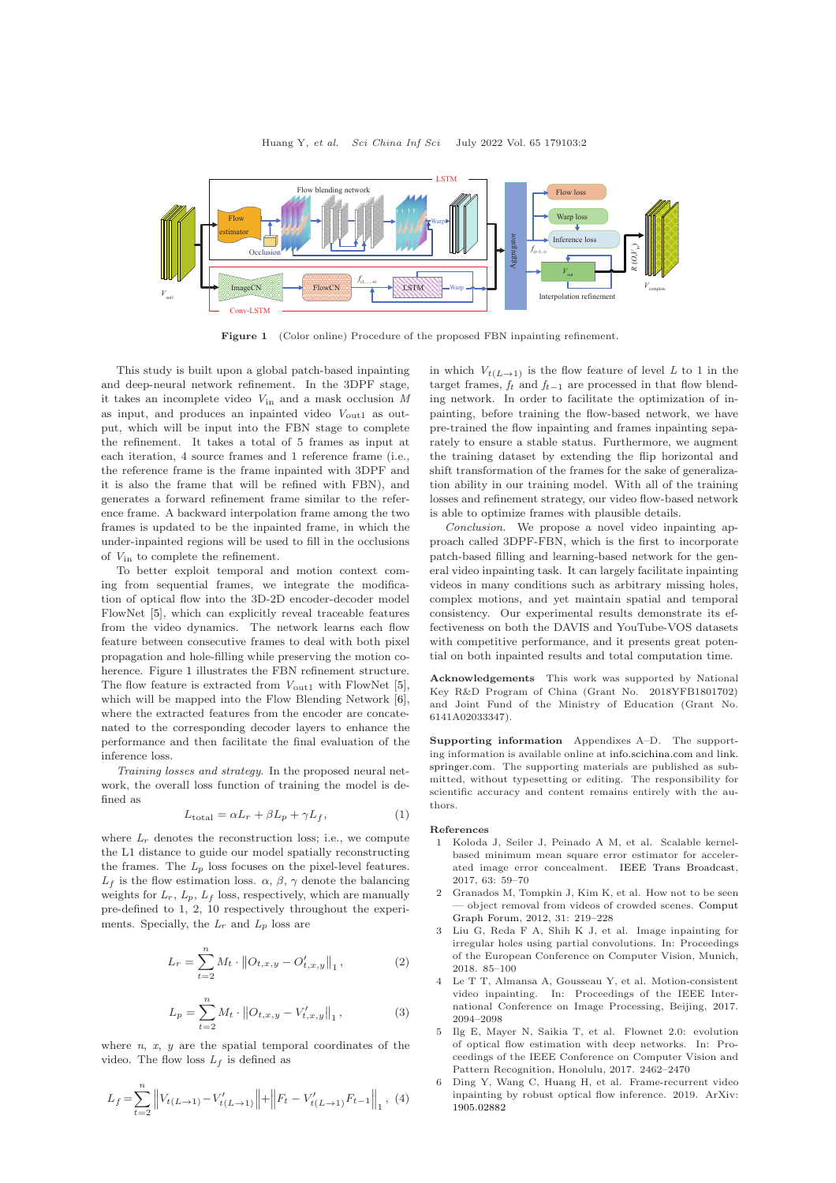Figure 1 (Color online) Procedure of the proposed FBN inpainting refinement.

This study is built upon a global patch-based inpainting and deep-neural network refinement. In the 3DPF stage, it takes an incomplete video $V_{\text{in}}$ and a mask occlusion $M$ as input, and produces an inpainted video $V_{\text{out1}}$ as output, which will be input into the FBN stage to complete the refinement. It takes a total of 5 frames as input at each iteration, 4 source frames and 1 reference frame (i.e., the reference frame is the frame inpainted with 3DPF and it is also the frame that will be refined with FBN), and generates a forward refinement frame similar to the reference frame. A backward interpolation frame among the two frames is updated to be the inpainted frame, in which the under-inpainted regions will be used to fill in the occlusions of $V_{\text{in}}$ to complete the refinement.

To better exploit temporal and motion context coming from sequential frames, we integrate the modification of optical flow into the 3D-2D encoder-decoder model FlowNet [5], which can explicitly reveal traceable features from the video dynamics. The network learns each flow feature between consecutive frames to deal with both pixel propagation and hole-filling while preserving the motion coherence. Figure 1 illustrates the FBN refinement structure. The flow feature is extracted from $V_{\text{out1}}$ with FlowNet [5], which will be mapped into the Flow Blending Network [6], where the extracted features from the encoder are concatenated to the corresponding decoder layers to enhance the performance and then facilitate the final evaluation of the inference loss.

*Training losses and strategy.* In the proposed neural network, the overall loss function of training the model is defined as

$$L_{\text{total}} = \alpha L_r + \beta L_p + \gamma L_f, \tag{1}$$

where $L_r$ denotes the reconstruction loss; i.e., we compute the L1 distance to guide our model spatially reconstructing the frames. The $L_p$ loss focuses on the pixel-level features. $L_f$ is the flow estimation loss. $\alpha$, $\beta$, $\gamma$ denote the balancing weights for $L_r$, $L_p$, $L_f$ loss, respectively, which are manually pre-defined to 1, 2, 10 respectively throughout the experiments. Specially, the $L_r$ and $L_p$ loss are

$$L_r = \sum_{t=2}^{n} M_t \cdot \left\| O_{t,x,y} - O'_{t,x,y} \right\|_1, \tag{2}$$

$$L_p = \sum_{t=2}^{n} M_t \cdot \left\| O_{t,x,y} - V'_{t,x,y} \right\|_1, \tag{3}$$

where $n$, $x$, $y$ are the spatial temporal coordinates of the video. The flow loss $L_f$ is defined as

$$L_f = \sum_{t=2}^{n} \left\| V_{t(L\rightarrow 1)} - V'_{t(L\rightarrow 1)} \right\| + \left\| F_t - V'_{t(L\rightarrow 1)} F_{t-1} \right\|_1, \tag{4}$$

in which $V_{t(L\rightarrow 1)}$ is the flow feature of level $L$ to 1 in the target frames, $f_t$ and $f_{t-1}$ are processed in that flow blending network. In order to facilitate the optimization of inpainting, before training the flow-based network, we have pre-trained the flow inpainting and frames inpainting separately to ensure a stable status. Furthermore, we augment the training dataset by extending the flip horizontal and shift transformation of the frames for the sake of generalization ability in our training model. With all of the training losses and refinement strategy, our video flow-based network is able to optimize frames with plausible details.

*Conclusion.* We propose a novel video inpainting approach called 3DPF-FBN, which is the first to incorporate patch-based filling and learning-based network for the general video inpainting task. It can largely facilitate inpainting videos in many conditions such as arbitrary missing holes, complex motions, and yet maintain spatial and temporal consistency. Our experimental results demonstrate its effectiveness on both the DAVIS and YouTube-VOS datasets with competitive performance, and it presents great potential on both inpainted results and total computation time.

**Acknowledgements** This work was supported by National Key R&D Program of China (Grant No. 2018YFB1801702) and Joint Fund of the Ministry of Education (Grant No. 6141A02033347).

**Supporting information** Appendixes A–D. The supporting information is available online at info.scichina.com and link.springer.com. The supporting materials are published as submitted, without typesetting or editing. The responsibility for scientific accuracy and content remains entirely with the authors.

## References

1. Koloda J, Seiler J, Peinado A M, et al. Scalable kernel-based minimum mean square error estimator for accelerated image error concealment. IEEE Trans Broadcast, 2017, 63: 59–70
2. Granados M, Tompkin J, Kim K, et al. How not to be seen — object removal from videos of crowded scenes. Comput Graph Forum, 2012, 31: 219–228
3. Liu G, Reda F A, Shih K J, et al. Image inpainting for irregular holes using partial convolutions. In: Proceedings of the European Conference on Computer Vision, Munich, 2018. 85–100
4. Le T T, Almansa A, Gousseau Y, et al. Motion-consistent video inpainting. In: Proceedings of the IEEE International Conference on Image Processing, Beijing, 2017. 2094–2098
5. Ilg E, Mayer N, Saikia T, et al. Flownet 2.0: evolution of optical flow estimation with deep networks. In: Proceedings of the IEEE Conference on Computer Vision and Pattern Recognition, Honolulu, 2017. 2462–2470
6. Ding Y, Wang C, Huang H, et al. Frame-recurrent video inpainting by robust optical flow inference. 2019. ArXiv: 1905.02882